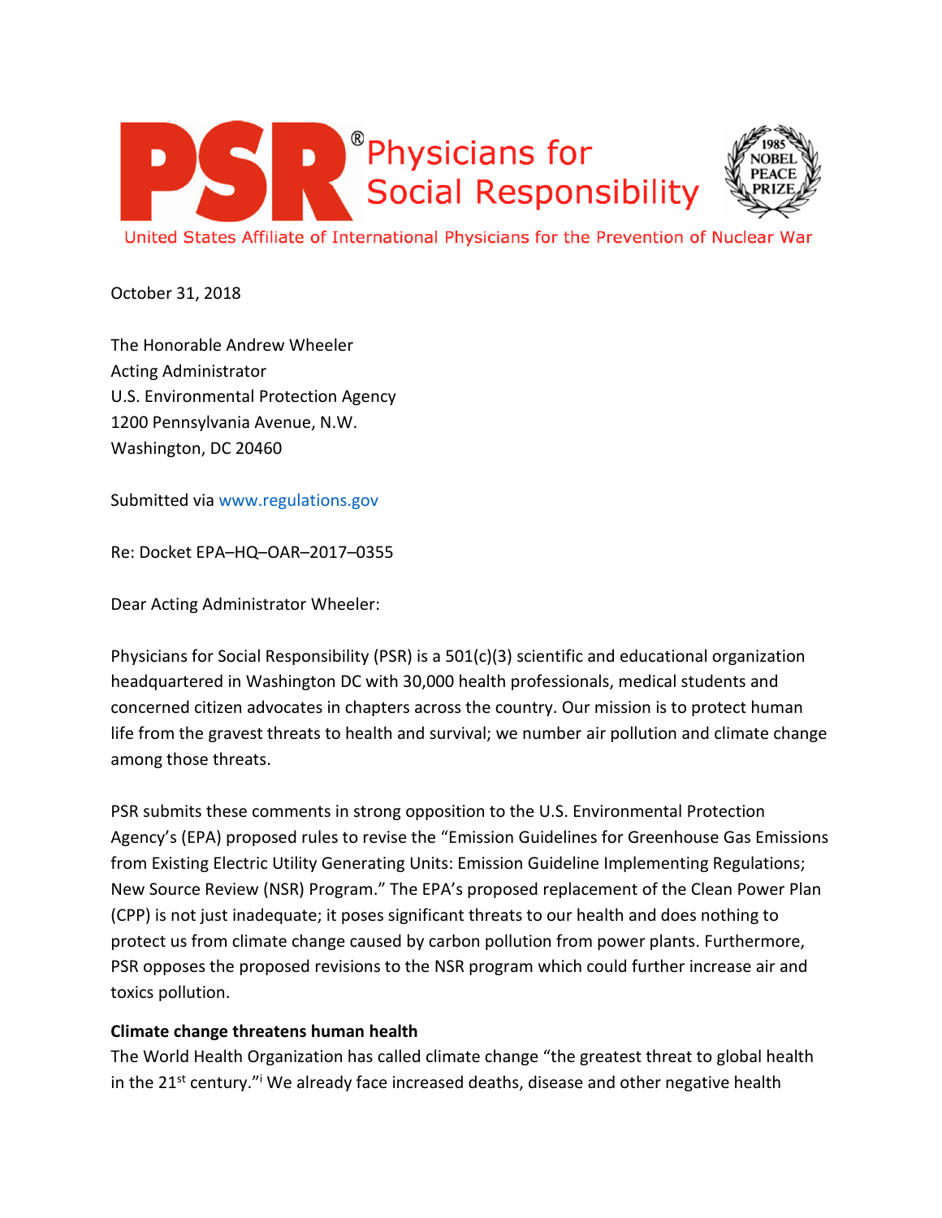# PSR® Physicians for Social Responsibility

1985 NOBEL PEACE PRIZE

United States Affiliate of International Physicians for the Prevention of Nuclear War

October 31, 2018

The Honorable Andrew Wheeler
Acting Administrator
U.S. Environmental Protection Agency
1200 Pennsylvania Avenue, N.W.
Washington, DC 20460

Submitted via www.regulations.gov

Re: Docket EPA–HQ–OAR–2017–0355

Dear Acting Administrator Wheeler:

Physicians for Social Responsibility (PSR) is a 501(c)(3) scientific and educational organization headquartered in Washington DC with 30,000 health professionals, medical students and concerned citizen advocates in chapters across the country. Our mission is to protect human life from the gravest threats to health and survival; we number air pollution and climate change among those threats.

PSR submits these comments in strong opposition to the U.S. Environmental Protection Agency's (EPA) proposed rules to revise the "Emission Guidelines for Greenhouse Gas Emissions from Existing Electric Utility Generating Units: Emission Guideline Implementing Regulations; New Source Review (NSR) Program." The EPA's proposed replacement of the Clean Power Plan (CPP) is not just inadequate; it poses significant threats to our health and does nothing to protect us from climate change caused by carbon pollution from power plants. Furthermore, PSR opposes the proposed revisions to the NSR program which could further increase air and toxics pollution.

**Climate change threatens human health**

The World Health Organization has called climate change "the greatest threat to global health in the 21st century."[i] We already face increased deaths, disease and other negative health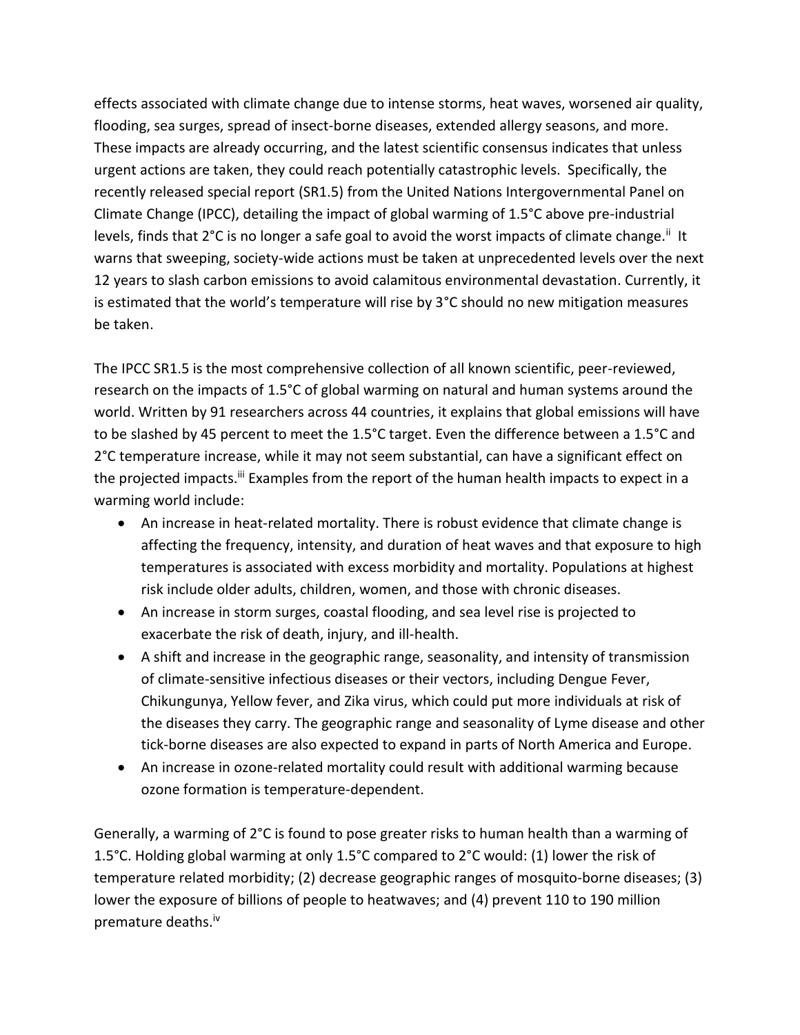effects associated with climate change due to intense storms, heat waves, worsened air quality, flooding, sea surges, spread of insect-borne diseases, extended allergy seasons, and more. These impacts are already occurring, and the latest scientific consensus indicates that unless urgent actions are taken, they could reach potentially catastrophic levels. Specifically, the recently released special report (SR1.5) from the United Nations Intergovernmental Panel on Climate Change (IPCC), detailing the impact of global warming of 1.5°C above pre-industrial levels, finds that 2°C is no longer a safe goal to avoid the worst impacts of climate change.[ii] It warns that sweeping, society-wide actions must be taken at unprecedented levels over the next 12 years to slash carbon emissions to avoid calamitous environmental devastation. Currently, it is estimated that the world's temperature will rise by 3°C should no new mitigation measures be taken.

The IPCC SR1.5 is the most comprehensive collection of all known scientific, peer-reviewed, research on the impacts of 1.5°C of global warming on natural and human systems around the world. Written by 91 researchers across 44 countries, it explains that global emissions will have to be slashed by 45 percent to meet the 1.5°C target. Even the difference between a 1.5°C and 2°C temperature increase, while it may not seem substantial, can have a significant effect on the projected impacts.[iii] Examples from the report of the human health impacts to expect in a warming world include:

- An increase in heat-related mortality. There is robust evidence that climate change is affecting the frequency, intensity, and duration of heat waves and that exposure to high temperatures is associated with excess morbidity and mortality. Populations at highest risk include older adults, children, women, and those with chronic diseases.
- An increase in storm surges, coastal flooding, and sea level rise is projected to exacerbate the risk of death, injury, and ill-health.
- A shift and increase in the geographic range, seasonality, and intensity of transmission of climate-sensitive infectious diseases or their vectors, including Dengue Fever, Chikungunya, Yellow fever, and Zika virus, which could put more individuals at risk of the diseases they carry. The geographic range and seasonality of Lyme disease and other tick-borne diseases are also expected to expand in parts of North America and Europe.
- An increase in ozone-related mortality could result with additional warming because ozone formation is temperature-dependent.

Generally, a warming of 2°C is found to pose greater risks to human health than a warming of 1.5°C. Holding global warming at only 1.5°C compared to 2°C would: (1) lower the risk of temperature related morbidity; (2) decrease geographic ranges of mosquito-borne diseases; (3) lower the exposure of billions of people to heatwaves; and (4) prevent 110 to 190 million premature deaths.[iv]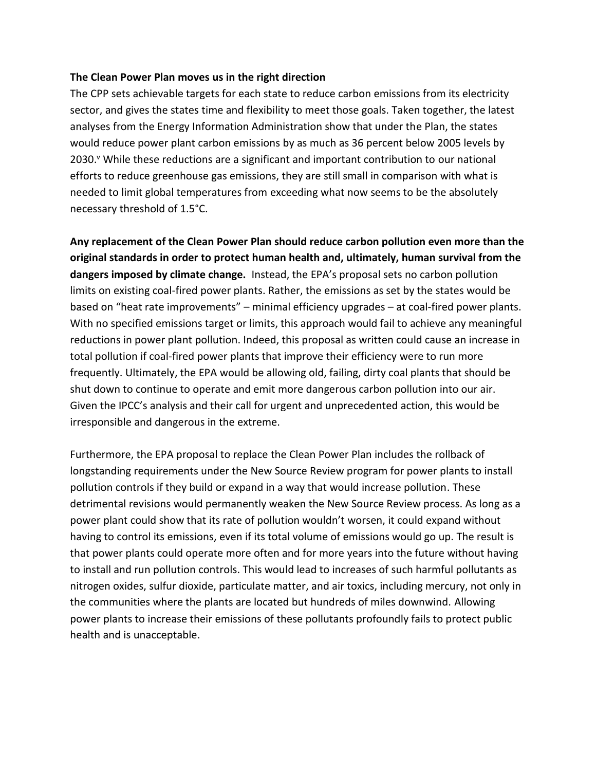**The Clean Power Plan moves us in the right direction**

The CPP sets achievable targets for each state to reduce carbon emissions from its electricity sector, and gives the states time and flexibility to meet those goals. Taken together, the latest analyses from the Energy Information Administration show that under the Plan, the states would reduce power plant carbon emissions by as much as 36 percent below 2005 levels by 2030.[v] While these reductions are a significant and important contribution to our national efforts to reduce greenhouse gas emissions, they are still small in comparison with what is needed to limit global temperatures from exceeding what now seems to be the absolutely necessary threshold of 1.5°C.

**Any replacement of the Clean Power Plan should reduce carbon pollution even more than the original standards in order to protect human health and, ultimately, human survival from the dangers imposed by climate change.** Instead, the EPA's proposal sets no carbon pollution limits on existing coal-fired power plants. Rather, the emissions as set by the states would be based on "heat rate improvements" – minimal efficiency upgrades – at coal-fired power plants. With no specified emissions target or limits, this approach would fail to achieve any meaningful reductions in power plant pollution. Indeed, this proposal as written could cause an increase in total pollution if coal-fired power plants that improve their efficiency were to run more frequently. Ultimately, the EPA would be allowing old, failing, dirty coal plants that should be shut down to continue to operate and emit more dangerous carbon pollution into our air. Given the IPCC's analysis and their call for urgent and unprecedented action, this would be irresponsible and dangerous in the extreme.

Furthermore, the EPA proposal to replace the Clean Power Plan includes the rollback of longstanding requirements under the New Source Review program for power plants to install pollution controls if they build or expand in a way that would increase pollution. These detrimental revisions would permanently weaken the New Source Review process. As long as a power plant could show that its rate of pollution wouldn't worsen, it could expand without having to control its emissions, even if its total volume of emissions would go up. The result is that power plants could operate more often and for more years into the future without having to install and run pollution controls. This would lead to increases of such harmful pollutants as nitrogen oxides, sulfur dioxide, particulate matter, and air toxics, including mercury, not only in the communities where the plants are located but hundreds of miles downwind. Allowing power plants to increase their emissions of these pollutants profoundly fails to protect public health and is unacceptable.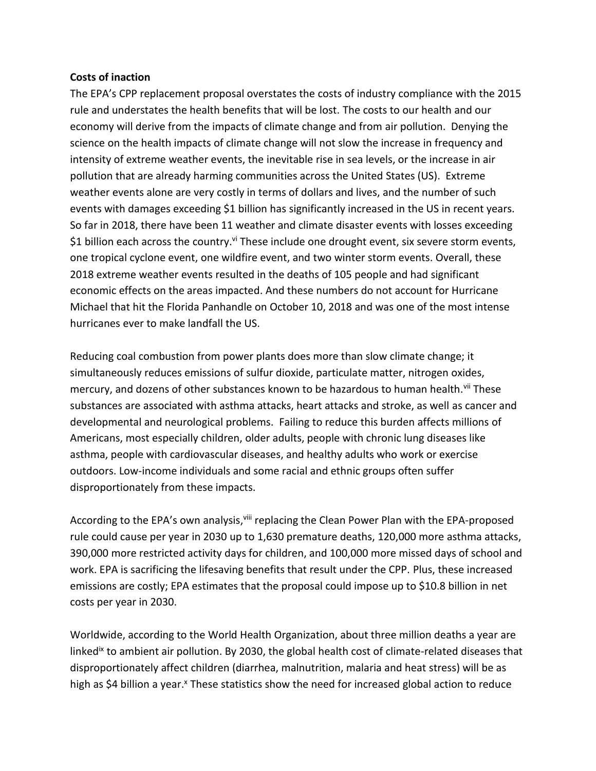**Costs of inaction**

The EPA's CPP replacement proposal overstates the costs of industry compliance with the 2015 rule and understates the health benefits that will be lost. The costs to our health and our economy will derive from the impacts of climate change and from air pollution. Denying the science on the health impacts of climate change will not slow the increase in frequency and intensity of extreme weather events, the inevitable rise in sea levels, or the increase in air pollution that are already harming communities across the United States (US). Extreme weather events alone are very costly in terms of dollars and lives, and the number of such events with damages exceeding $1 billion has significantly increased in the US in recent years. So far in 2018, there have been 11 weather and climate disaster events with losses exceeding $1 billion each across the country.[vi] These include one drought event, six severe storm events, one tropical cyclone event, one wildfire event, and two winter storm events. Overall, these 2018 extreme weather events resulted in the deaths of 105 people and had significant economic effects on the areas impacted. And these numbers do not account for Hurricane Michael that hit the Florida Panhandle on October 10, 2018 and was one of the most intense hurricanes ever to make landfall the US.

Reducing coal combustion from power plants does more than slow climate change; it simultaneously reduces emissions of sulfur dioxide, particulate matter, nitrogen oxides, mercury, and dozens of other substances known to be hazardous to human health.[vii] These substances are associated with asthma attacks, heart attacks and stroke, as well as cancer and developmental and neurological problems. Failing to reduce this burden affects millions of Americans, most especially children, older adults, people with chronic lung diseases like asthma, people with cardiovascular diseases, and healthy adults who work or exercise outdoors. Low-income individuals and some racial and ethnic groups often suffer disproportionately from these impacts.

According to the EPA's own analysis,[viii] replacing the Clean Power Plan with the EPA-proposed rule could cause per year in 2030 up to 1,630 premature deaths, 120,000 more asthma attacks, 390,000 more restricted activity days for children, and 100,000 more missed days of school and work. EPA is sacrificing the lifesaving benefits that result under the CPP. Plus, these increased emissions are costly; EPA estimates that the proposal could impose up to $10.8 billion in net costs per year in 2030.

Worldwide, according to the World Health Organization, about three million deaths a year are linked[ix] to ambient air pollution. By 2030, the global health cost of climate-related diseases that disproportionately affect children (diarrhea, malnutrition, malaria and heat stress) will be as high as $4 billion a year.[x] These statistics show the need for increased global action to reduce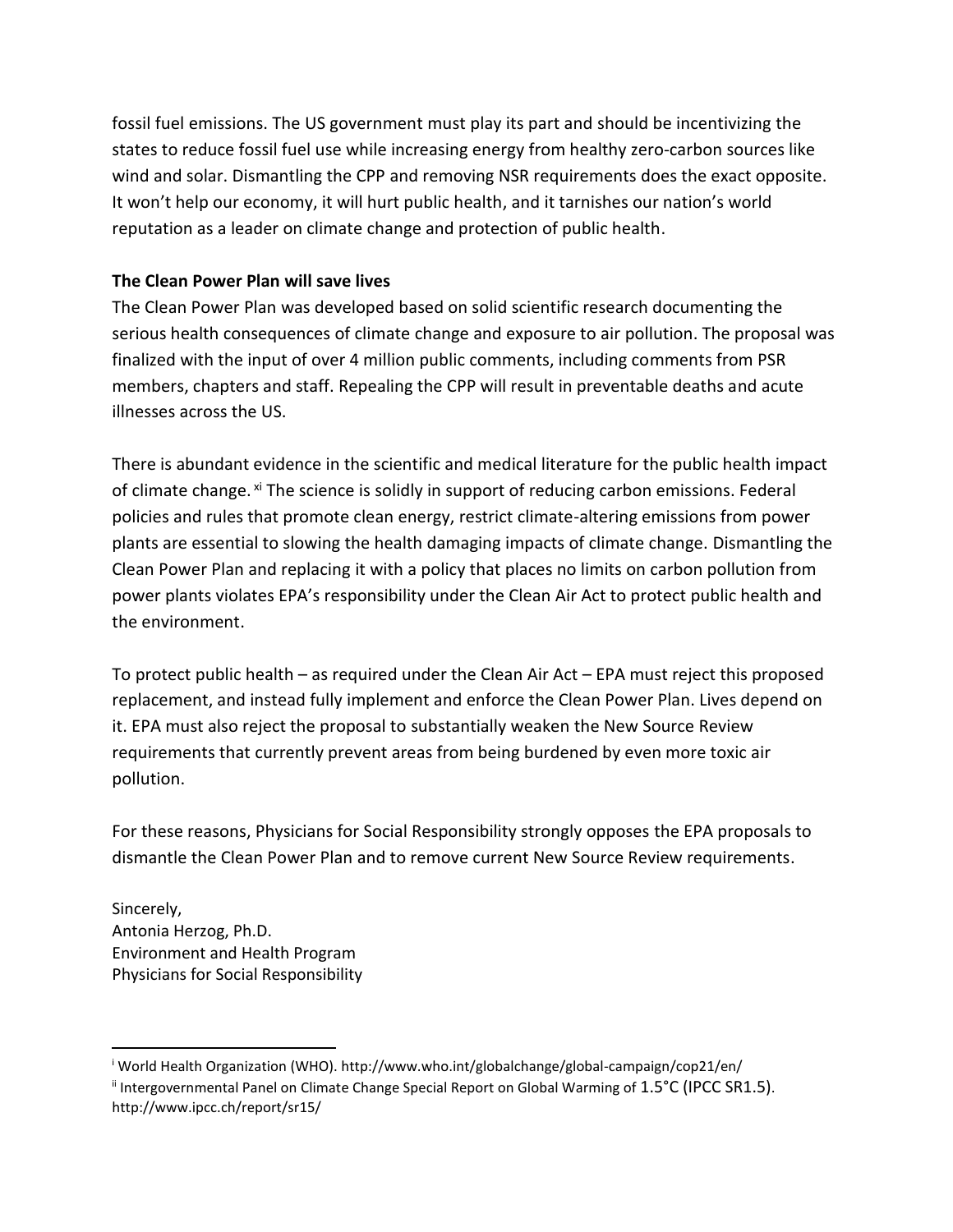fossil fuel emissions. The US government must play its part and should be incentivizing the states to reduce fossil fuel use while increasing energy from healthy zero-carbon sources like wind and solar. Dismantling the CPP and removing NSR requirements does the exact opposite. It won't help our economy, it will hurt public health, and it tarnishes our nation's world reputation as a leader on climate change and protection of public health.

**The Clean Power Plan will save lives**

The Clean Power Plan was developed based on solid scientific research documenting the serious health consequences of climate change and exposure to air pollution. The proposal was finalized with the input of over 4 million public comments, including comments from PSR members, chapters and staff. Repealing the CPP will result in preventable deaths and acute illnesses across the US.

There is abundant evidence in the scientific and medical literature for the public health impact of climate change.[xi] The science is solidly in support of reducing carbon emissions. Federal policies and rules that promote clean energy, restrict climate-altering emissions from power plants are essential to slowing the health damaging impacts of climate change. Dismantling the Clean Power Plan and replacing it with a policy that places no limits on carbon pollution from power plants violates EPA's responsibility under the Clean Air Act to protect public health and the environment.

To protect public health – as required under the Clean Air Act – EPA must reject this proposed replacement, and instead fully implement and enforce the Clean Power Plan. Lives depend on it. EPA must also reject the proposal to substantially weaken the New Source Review requirements that currently prevent areas from being burdened by even more toxic air pollution.

For these reasons, Physicians for Social Responsibility strongly opposes the EPA proposals to dismantle the Clean Power Plan and to remove current New Source Review requirements.

Sincerely,
Antonia Herzog, Ph.D.
Environment and Health Program
Physicians for Social Responsibility

---

[i] World Health Organization (WHO). http://www.who.int/globalchange/global-campaign/cop21/en/

[ii] Intergovernmental Panel on Climate Change Special Report on Global Warming of 1.5°C (IPCC SR1.5). http://www.ipcc.ch/report/sr15/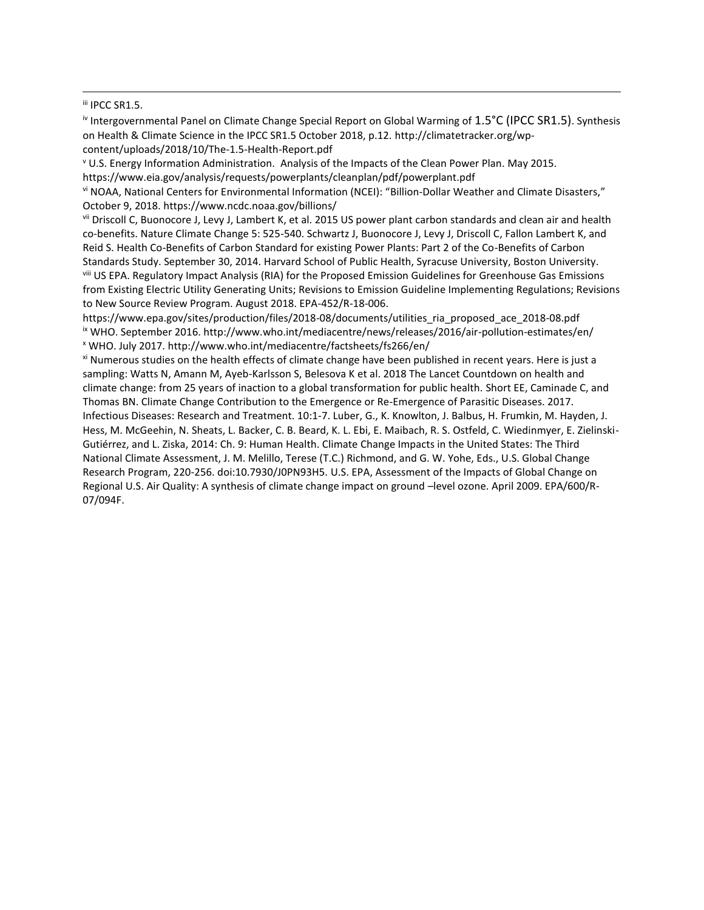[iii] IPCC SR1.5.

[iv] Intergovernmental Panel on Climate Change Special Report on Global Warming of 1.5°C (IPCC SR1.5). Synthesis on Health & Climate Science in the IPCC SR1.5 October 2018, p.12. http://climatetracker.org/wp-content/uploads/2018/10/The-1.5-Health-Report.pdf

[v] U.S. Energy Information Administration. Analysis of the Impacts of the Clean Power Plan. May 2015. https://www.eia.gov/analysis/requests/powerplants/cleanplan/pdf/powerplant.pdf

[vi] NOAA, National Centers for Environmental Information (NCEI): "Billion-Dollar Weather and Climate Disasters," October 9, 2018. https://www.ncdc.noaa.gov/billions/

[vii] Driscoll C, Buonocore J, Levy J, Lambert K, et al. 2015 US power plant carbon standards and clean air and health co-benefits. Nature Climate Change 5: 525-540. Schwartz J, Buonocore J, Levy J, Driscoll C, Fallon Lambert K, and Reid S. Health Co-Benefits of Carbon Standard for existing Power Plants: Part 2 of the Co-Benefits of Carbon Standards Study. September 30, 2014. Harvard School of Public Health, Syracuse University, Boston University.

[viii] US EPA. Regulatory Impact Analysis (RIA) for the Proposed Emission Guidelines for Greenhouse Gas Emissions from Existing Electric Utility Generating Units; Revisions to Emission Guideline Implementing Regulations; Revisions to New Source Review Program. August 2018. EPA-452/R-18-006. https://www.epa.gov/sites/production/files/2018-08/documents/utilities_ria_proposed_ace_2018-08.pdf

[ix] WHO. September 2016. http://www.who.int/mediacentre/news/releases/2016/air-pollution-estimates/en/

[x] WHO. July 2017. http://www.who.int/mediacentre/factsheets/fs266/en/

[xi] Numerous studies on the health effects of climate change have been published in recent years. Here is just a sampling: Watts N, Amann M, Ayeb-Karlsson S, Belesova K et al. 2018 The Lancet Countdown on health and climate change: from 25 years of inaction to a global transformation for public health. Short EE, Caminade C, and Thomas BN. Climate Change Contribution to the Emergence or Re-Emergence of Parasitic Diseases. 2017. Infectious Diseases: Research and Treatment. 10:1-7. Luber, G., K. Knowlton, J. Balbus, H. Frumkin, M. Hayden, J. Hess, M. McGeehin, N. Sheats, L. Backer, C. B. Beard, K. L. Ebi, E. Maibach, R. S. Ostfeld, C. Wiedinmyer, E. Zielinski-Gutiérrez, and L. Ziska, 2014: Ch. 9: Human Health. Climate Change Impacts in the United States: The Third National Climate Assessment, J. M. Melillo, Terese (T.C.) Richmond, and G. W. Yohe, Eds., U.S. Global Change Research Program, 220-256. doi:10.7930/J0PN93H5. U.S. EPA, Assessment of the Impacts of Global Change on Regional U.S. Air Quality: A synthesis of climate change impact on ground –level ozone. April 2009. EPA/600/R-07/094F.